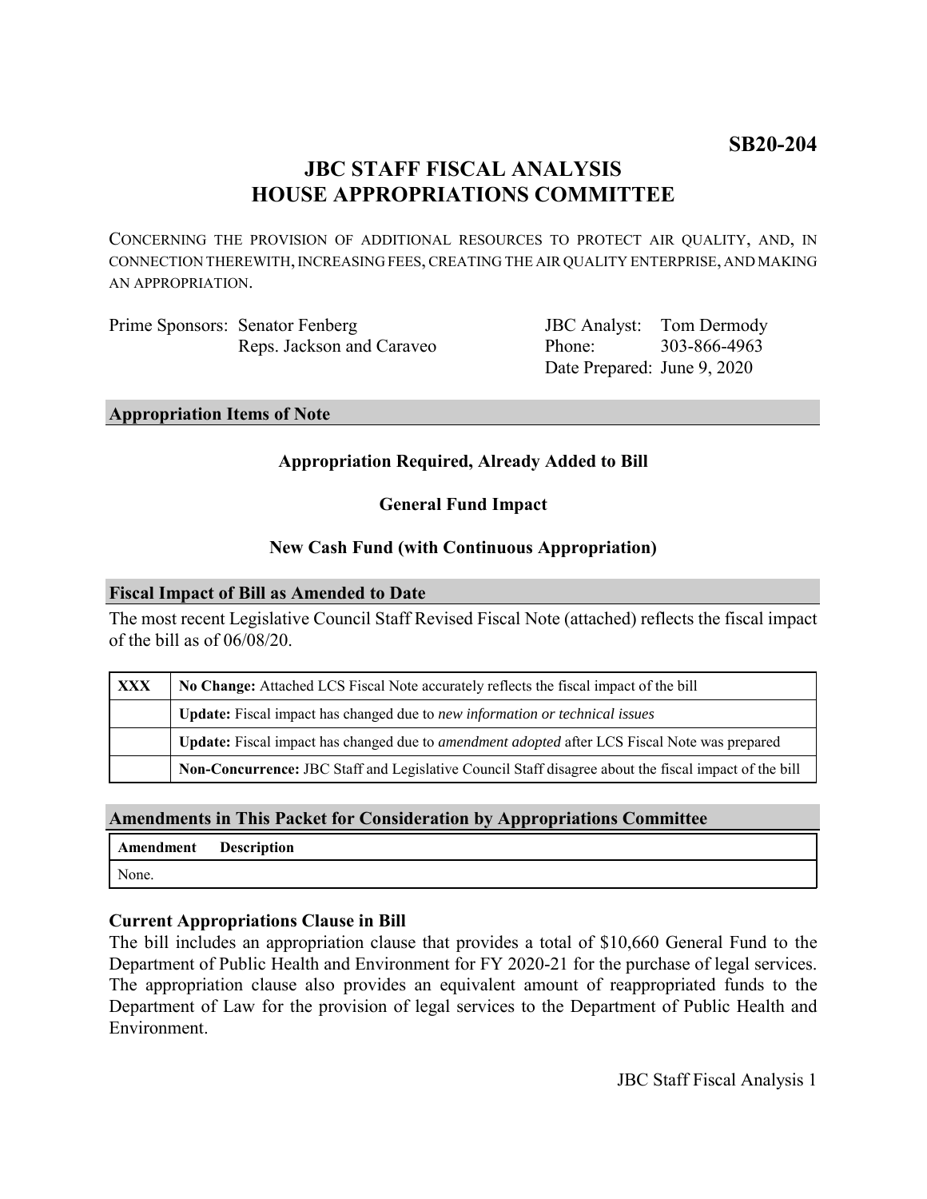**SB20-204**

# JBC STAFF FISCAL ANALYSIS
# HOUSE APPROPRIATIONS COMMITTEE

CONCERNING THE PROVISION OF ADDITIONAL RESOURCES TO PROTECT AIR QUALITY, AND, IN CONNECTION THEREWITH, INCREASING FEES, CREATING THE AIR QUALITY ENTERPRISE, AND MAKING AN APPROPRIATION.

| | | | |
|---|---|---|---|
| Prime Sponsors: | Senator Fenberg | JBC Analyst: | Tom Dermody |
| | Reps. Jackson and Caraveo | Phone: | 303-866-4963 |
| | | Date Prepared: | June 9, 2020 |

## Appropriation Items of Note

**Appropriation Required, Already Added to Bill**

**General Fund Impact**

**New Cash Fund (with Continuous Appropriation)**

## Fiscal Impact of Bill as Amended to Date

The most recent Legislative Council Staff Revised Fiscal Note (attached) reflects the fiscal impact of the bill as of 06/08/20.

| | |
|---|---|
| **XXX** | **No Change:** Attached LCS Fiscal Note accurately reflects the fiscal impact of the bill |
| | **Update:** Fiscal impact has changed due to *new information or technical issues* |
| | **Update:** Fiscal impact has changed due to *amendment adopted* after LCS Fiscal Note was prepared |
| | **Non-Concurrence:** JBC Staff and Legislative Council Staff disagree about the fiscal impact of the bill |

## Amendments in This Packet for Consideration by Appropriations Committee

| Amendment | Description |
|---|---|
| None. | |

### Current Appropriations Clause in Bill

The bill includes an appropriation clause that provides a total of $10,660 General Fund to the Department of Public Health and Environment for FY 2020-21 for the purchase of legal services. The appropriation clause also provides an equivalent amount of reappropriated funds to the Department of Law for the provision of legal services to the Department of Public Health and Environment.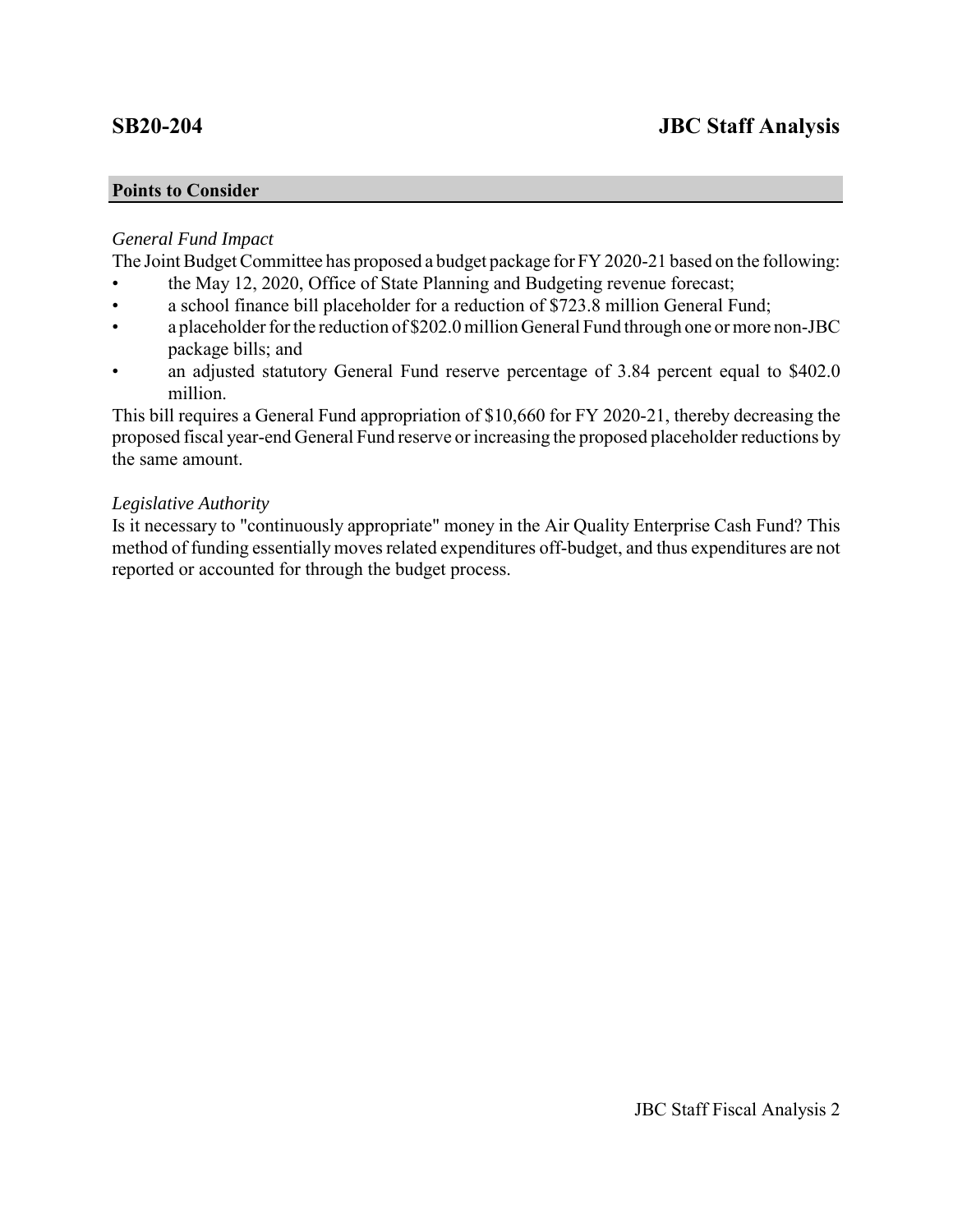## Points to Consider

*General Fund Impact*

The Joint Budget Committee has proposed a budget package for FY 2020-21 based on the following:

- the May 12, 2020, Office of State Planning and Budgeting revenue forecast;
- a school finance bill placeholder for a reduction of $723.8 million General Fund;
- a placeholder for the reduction of $202.0 million General Fund through one or more non-JBC package bills; and
- an adjusted statutory General Fund reserve percentage of 3.84 percent equal to $402.0 million.

This bill requires a General Fund appropriation of $10,660 for FY 2020-21, thereby decreasing the proposed fiscal year-end General Fund reserve or increasing the proposed placeholder reductions by the same amount.

*Legislative Authority*

Is it necessary to "continuously appropriate" money in the Air Quality Enterprise Cash Fund? This method of funding essentially moves related expenditures off-budget, and thus expenditures are not reported or accounted for through the budget process.